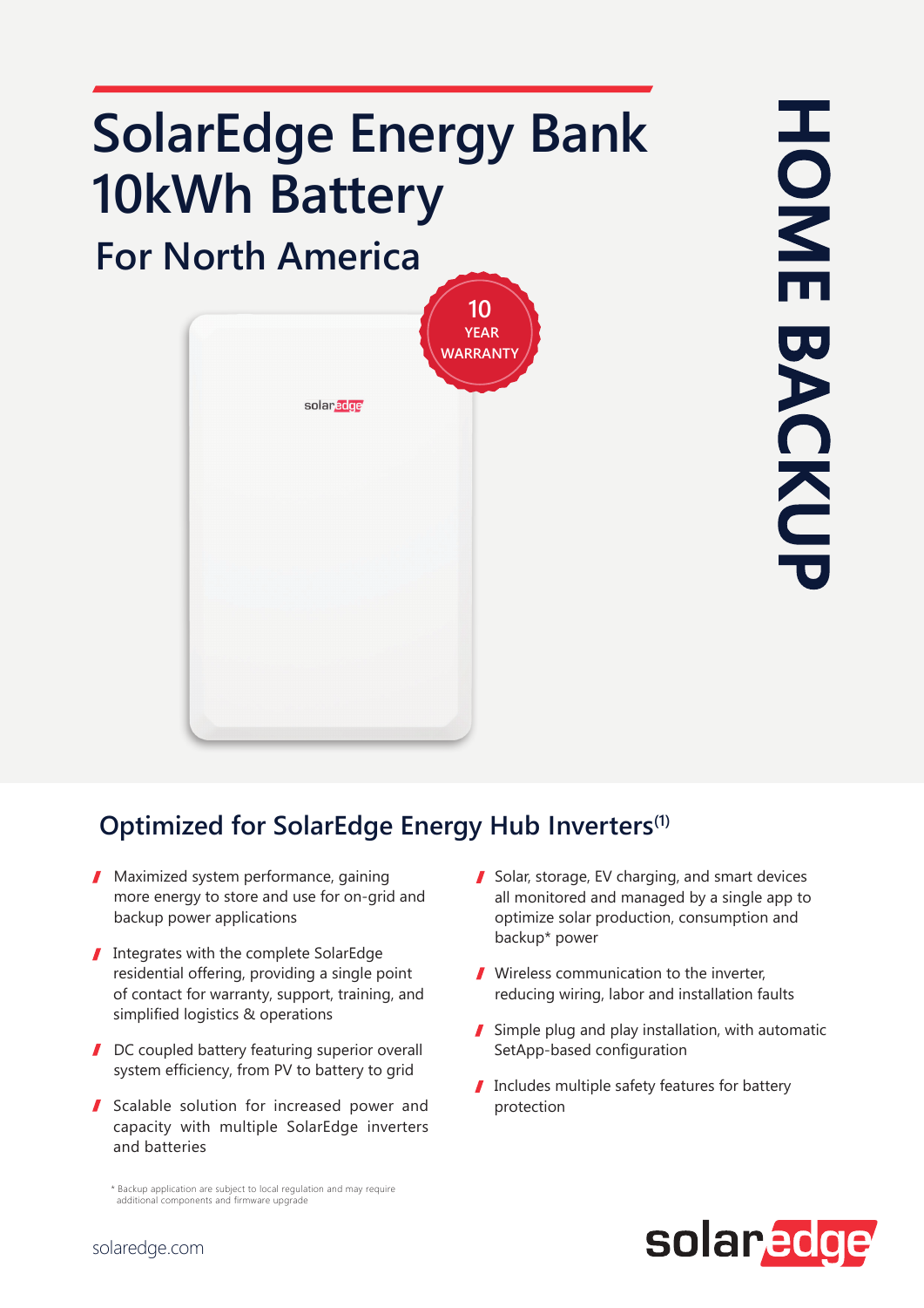# SolarEdge Energy Bank 10kWh Battery

## For North America

10 YEAR WARRANTY

HOME BACKUP

## Optimized for SolarEdge Energy Hub Inverters(1)

- Maximized system performance, gaining more energy to store and use for on-grid and backup power applications
- Integrates with the complete SolarEdge residential offering, providing a single point of contact for warranty, support, training, and simplified logistics & operations
- DC coupled battery featuring superior overall system efficiency, from PV to battery to grid
- Scalable solution for increased power and capacity with multiple SolarEdge inverters and batteries
- Solar, storage, EV charging, and smart devices all monitored and managed by a single app to optimize solar production, consumption and backup* power
- Wireless communication to the inverter, reducing wiring, labor and installation faults
- Simple plug and play installation, with automatic SetApp-based configuration
- Includes multiple safety features for battery protection

\* Backup application are subject to local regulation and may require additional components and firmware upgrade

solaredge.com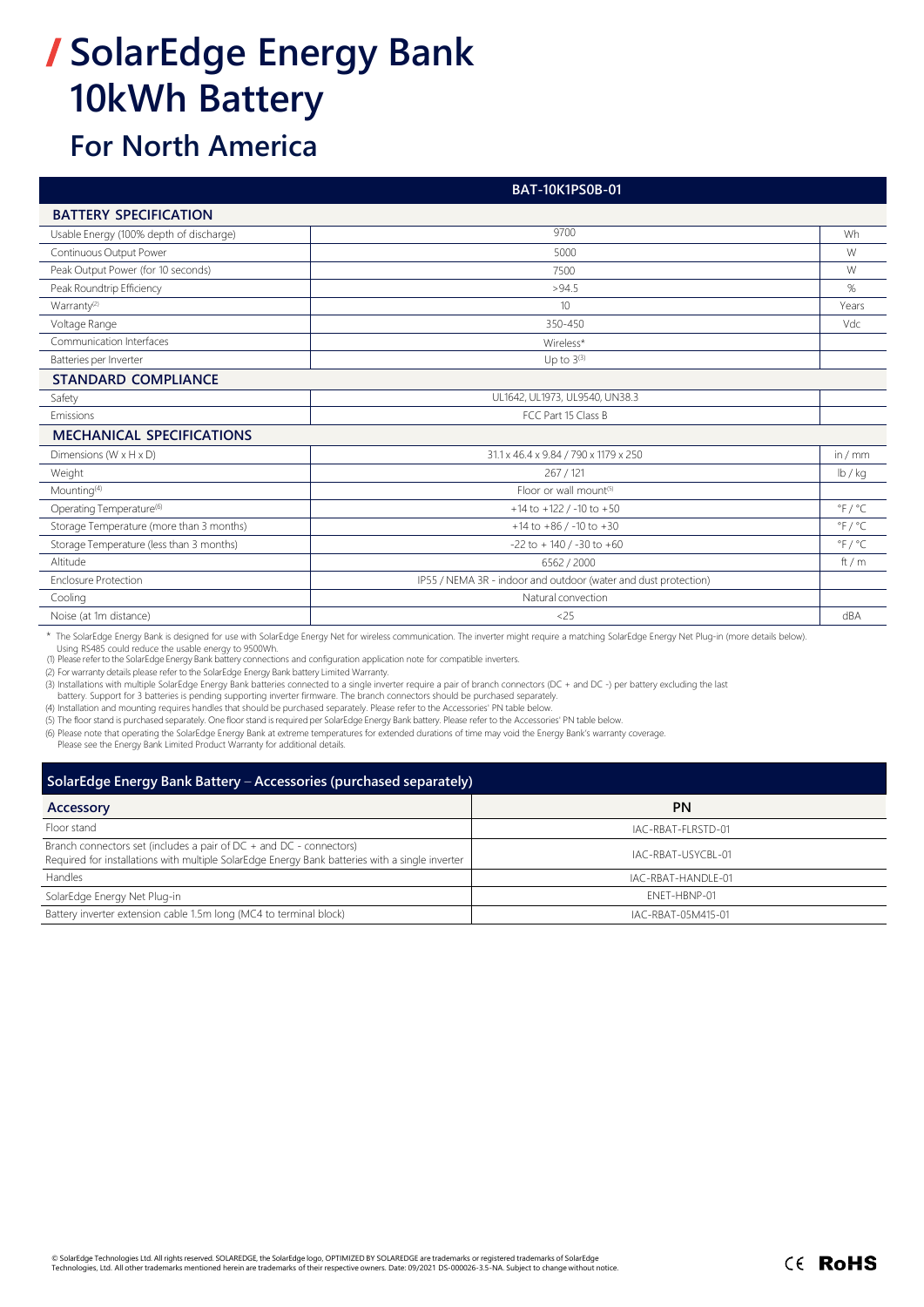# / SolarEdge Energy Bank 10kWh Battery

## For North America

| | BAT-10K1PS0B-01 | |
|---|---|---|
| **BATTERY SPECIFICATION** | | |
| Usable Energy (100% depth of discharge) | 9700 | Wh |
| Continuous Output Power | 5000 | W |
| Peak Output Power (for 10 seconds) | 7500 | W |
| Peak Roundtrip Efficiency | >94.5 | % |
| Warranty[2] | 10 | Years |
| Voltage Range | 350-450 | Vdc |
| Communication Interfaces | Wireless* | |
| Batteries per Inverter | Up to 3[3] | |
| **STANDARD COMPLIANCE** | | |
| Safety | UL1642, UL1973, UL9540, UN38.3 | |
| Emissions | FCC Part 15 Class B | |
| **MECHANICAL SPECIFICATIONS** | | |
| Dimensions (W x H x D) | 31.1 x 46.4 x 9.84 / 790 x 1179 x 250 | in / mm |
| Weight | 267 / 121 | lb / kg |
| Mounting[4] | Floor or wall mount[5] | |
| Operating Temperature[6] | +14 to +122 / -10 to +50 | °F / °C |
| Storage Temperature (more than 3 months) | +14 to +86 / -10 to +30 | °F / °C |
| Storage Temperature (less than 3 months) | -22 to + 140 / -30 to +60 | °F / °C |
| Altitude | 6562 / 2000 | ft / m |
| Enclosure Protection | IP55 / NEMA 3R - indoor and outdoor (water and dust protection) | |
| Cooling | Natural convection | |
| Noise (at 1m distance) | <25 | dBA |

\* The SolarEdge Energy Bank is designed for use with SolarEdge Energy Net for wireless communication. The inverter might require a matching SolarEdge Energy Net Plug-in (more details below). Using RS485 could reduce the usable energy to 9500Wh.

(1) Please refer to the SolarEdge Energy Bank battery connections and configuration application note for compatible inverters.

(2) For warranty details please refer to the SolarEdge Energy Bank battery Limited Warranty.

(3) Installations with multiple SolarEdge Energy Bank batteries connected to a single inverter require a pair of branch connectors (DC + and DC -) per battery excluding the last battery. Support for 3 batteries is pending supporting inverter firmware. The branch connectors should be purchased separately.

(4) Installation and mounting requires handles that should be purchased separately. Please refer to the Accessories' PN table below.

(5) The floor stand is purchased separately. One floor stand is required per SolarEdge Energy Bank battery. Please refer to the Accessories' PN table below.

(6) Please note that operating the SolarEdge Energy Bank at extreme temperatures for extended durations of time may void the Energy Bank's warranty coverage. Please see the Energy Bank Limited Product Warranty for additional details.

## SolarEdge Energy Bank Battery – Accessories (purchased separately)

| Accessory | PN |
|---|---|
| Floor stand | IAC-RBAT-FLRSTD-01 |
| Branch connectors set (includes a pair of DC + and DC - connectors) Required for installations with multiple SolarEdge Energy Bank batteries with a single inverter | IAC-RBAT-USYCBL-01 |
| Handles | IAC-RBAT-HANDLE-01 |
| SolarEdge Energy Net Plug-in | ENET-HBNP-01 |
| Battery inverter extension cable 1.5m long (MC4 to terminal block) | IAC-RBAT-05M415-01 |

© SolarEdge Technologies Ltd. All rights reserved. SOLAREDGE, the SolarEdge logo, OPTIMIZED BY SOLAREDGE are trademarks or registered trademarks of SolarEdge Technologies, Ltd. All other trademarks mentioned herein are trademarks of their respective owners. Date: 09/2021 DS-000026-3.5-NA. Subject to change without notice.

CE RoHS